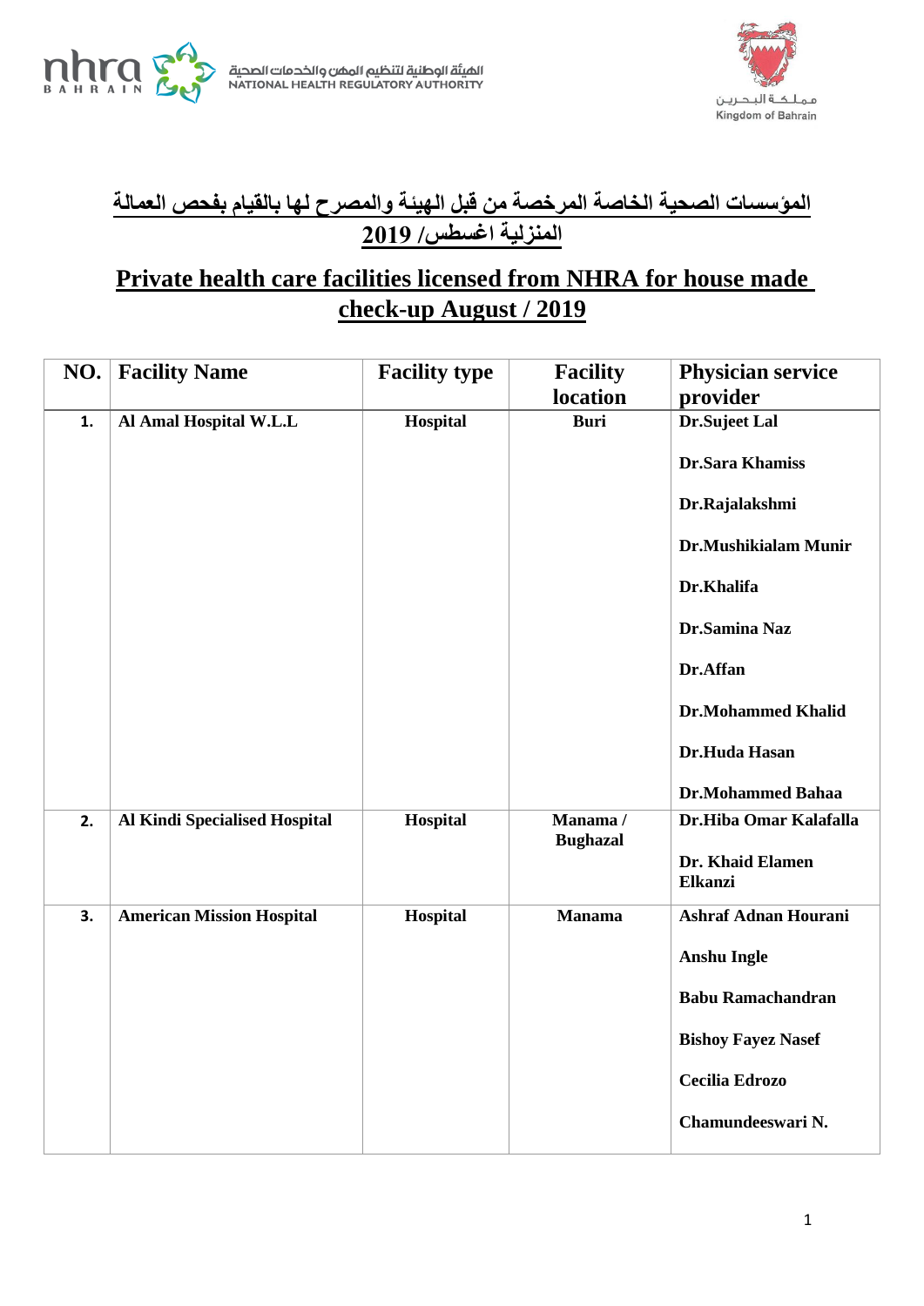# المؤسسات الصحية الخاصة المرخصة من قبل الهيئة والمصرح لها بالقيام بفحص العمالة المنزلية اغسطس/ 2019

# Private health care facilities licensed from NHRA for house made check-up August / 2019

| NO. | Facility Name | Facility type | Facility location | Physician service provider |
|---|---|---|---|---|
| 1. | Al Amal Hospital W.L.L | Hospital | Buri | Dr.Sujeet Lal<br>Dr.Sara Khamiss<br>Dr.Rajalakshmi<br>Dr.Mushikialam Munir<br>Dr.Khalifa<br>Dr.Samina Naz<br>Dr.Affan<br>Dr.Mohammed Khalid<br>Dr.Huda Hasan<br>Dr.Mohammed Bahaa |
| 2. | Al Kindi Specialised Hospital | Hospital | Manama / Bughazal | Dr.Hiba Omar Kalafalla<br>Dr. Khaid Elamen Elkanzi |
| 3. | American Mission Hospital | Hospital | Manama | Ashraf Adnan Hourani<br>Anshu Ingle<br>Babu Ramachandran<br>Bishoy Fayez Nasef<br>Cecilia Edrozo<br>Chamundeeswari N. |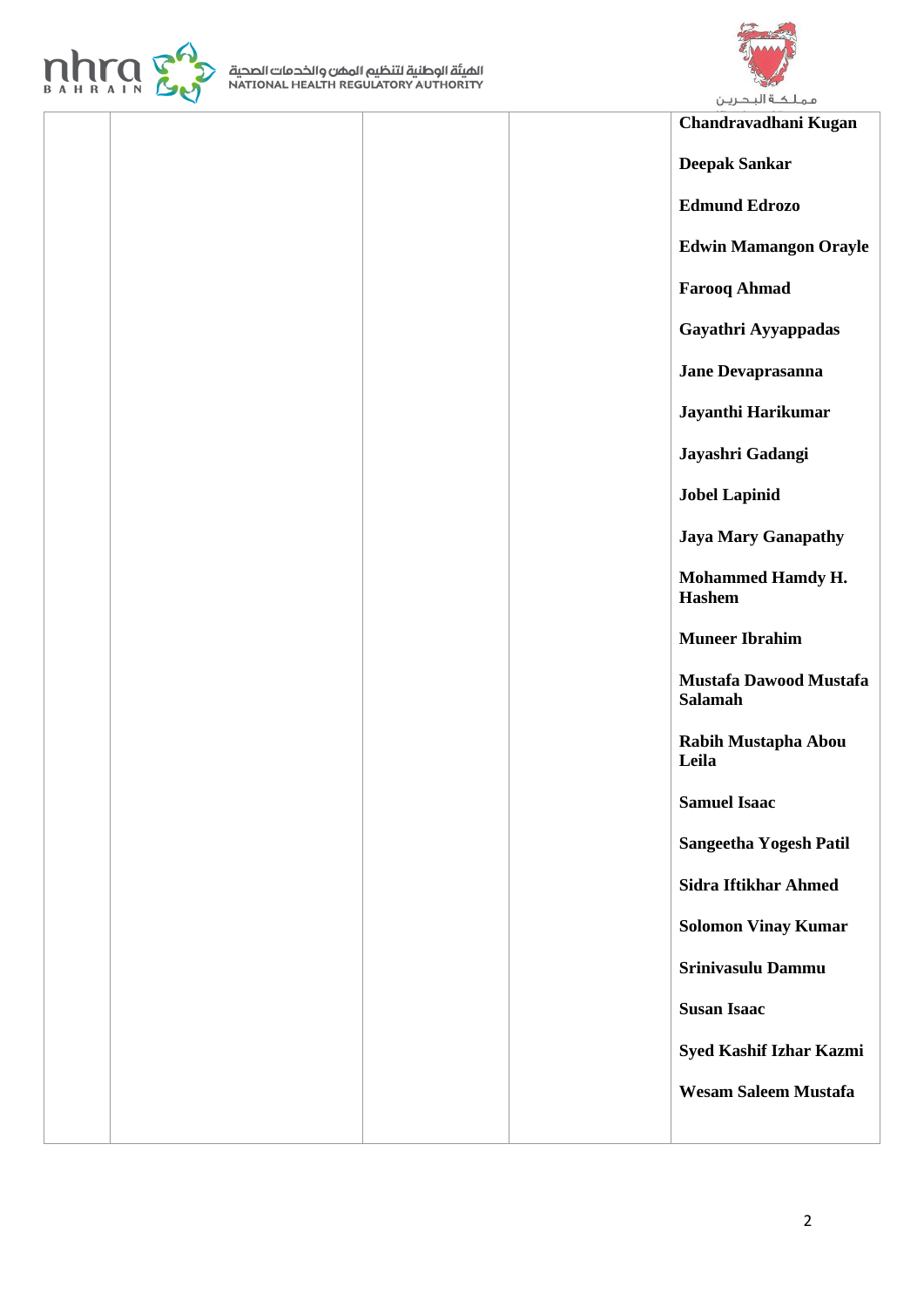| | | | | |
|---|---|---|---|---|
| | | | | **Chandravadhani Kugan**<br><br>**Deepak Sankar**<br><br>**Edmund Edrozo**<br><br>**Edwin Mamangon Orayle**<br><br>**Farooq Ahmad**<br><br>**Gayathri Ayyappadas**<br><br>**Jane Devaprasanna**<br><br>**Jayanthi Harikumar**<br><br>**Jayashri Gadangi**<br><br>**Jobel Lapinid**<br><br>**Jaya Mary Ganapathy**<br><br>**Mohammed Hamdy H. Hashem**<br><br>**Muneer Ibrahim**<br><br>**Mustafa Dawood Mustafa Salamah**<br><br>**Rabih Mustapha Abou Leila**<br><br>**Samuel Isaac**<br><br>**Sangeetha Yogesh Patil**<br><br>**Sidra Iftikhar Ahmed**<br><br>**Solomon Vinay Kumar**<br><br>**Srinivasulu Dammu**<br><br>**Susan Isaac**<br><br>**Syed Kashif Izhar Kazmi**<br><br>**Wesam Saleem Mustafa** |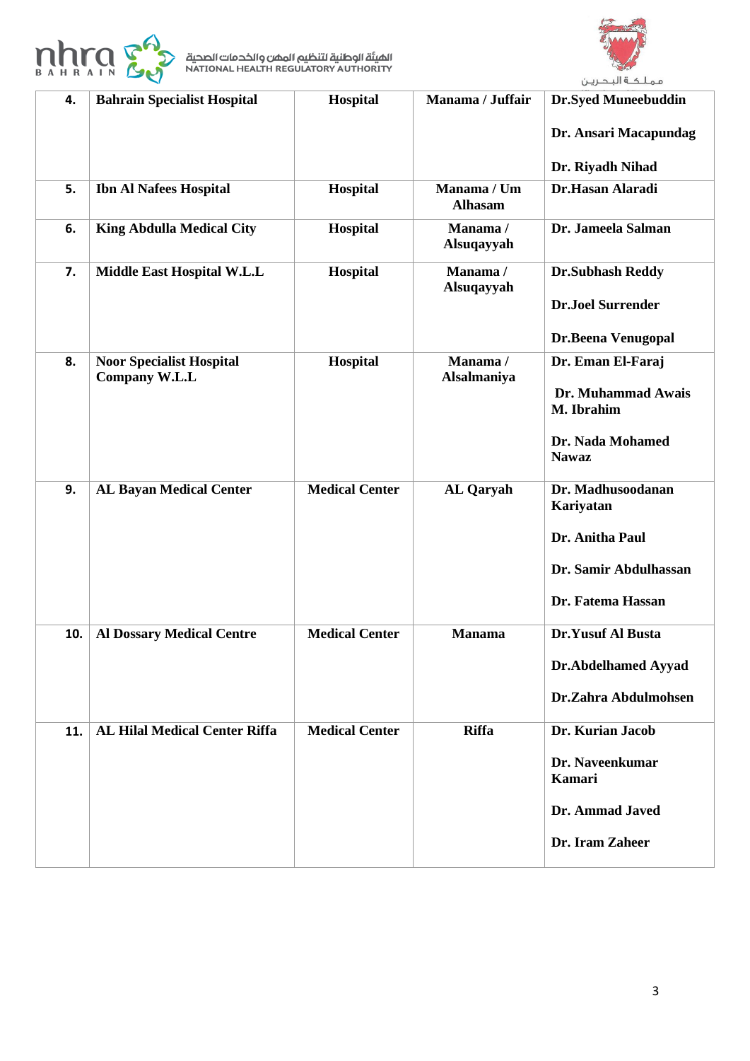| 4. | Bahrain Specialist Hospital | Hospital | Manama / Juffair | Dr.Syed Muneebuddin<br><br>Dr. Ansari Macapundag<br><br>Dr. Riyadh Nihad |
|---|---|---|---|---|
| 5. | Ibn Al Nafees Hospital | Hospital | Manama / Um Alhasam | Dr.Hasan Alaradi |
| 6. | King Abdulla Medical City | Hospital | Manama / Alsuqayyah | Dr. Jameela Salman |
| 7. | Middle East Hospital W.L.L | Hospital | Manama / Alsuqayyah | Dr.Subhash Reddy<br><br>Dr.Joel Surrender<br><br>Dr.Beena Venugopal |
| 8. | Noor Specialist Hospital Company W.L.L | Hospital | Manama / Alsalmaniya | Dr. Eman El-Faraj<br><br>Dr. Muhammad Awais M. Ibrahim<br><br>Dr. Nada Mohamed Nawaz |
| 9. | AL Bayan Medical Center | Medical Center | AL Qaryah | Dr. Madhusoodanan Kariyatan<br><br>Dr. Anitha Paul<br><br>Dr. Samir Abdulhassan<br><br>Dr. Fatema Hassan |
| 10. | Al Dossary Medical Centre | Medical Center | Manama | Dr.Yusuf Al Busta<br><br>Dr.Abdelhamed Ayyad<br><br>Dr.Zahra Abdulmohsen |
| 11. | AL Hilal Medical Center Riffa | Medical Center | Riffa | Dr. Kurian Jacob<br><br>Dr. Naveenkumar Kamari<br><br>Dr. Ammad Javed<br><br>Dr. Iram Zaheer |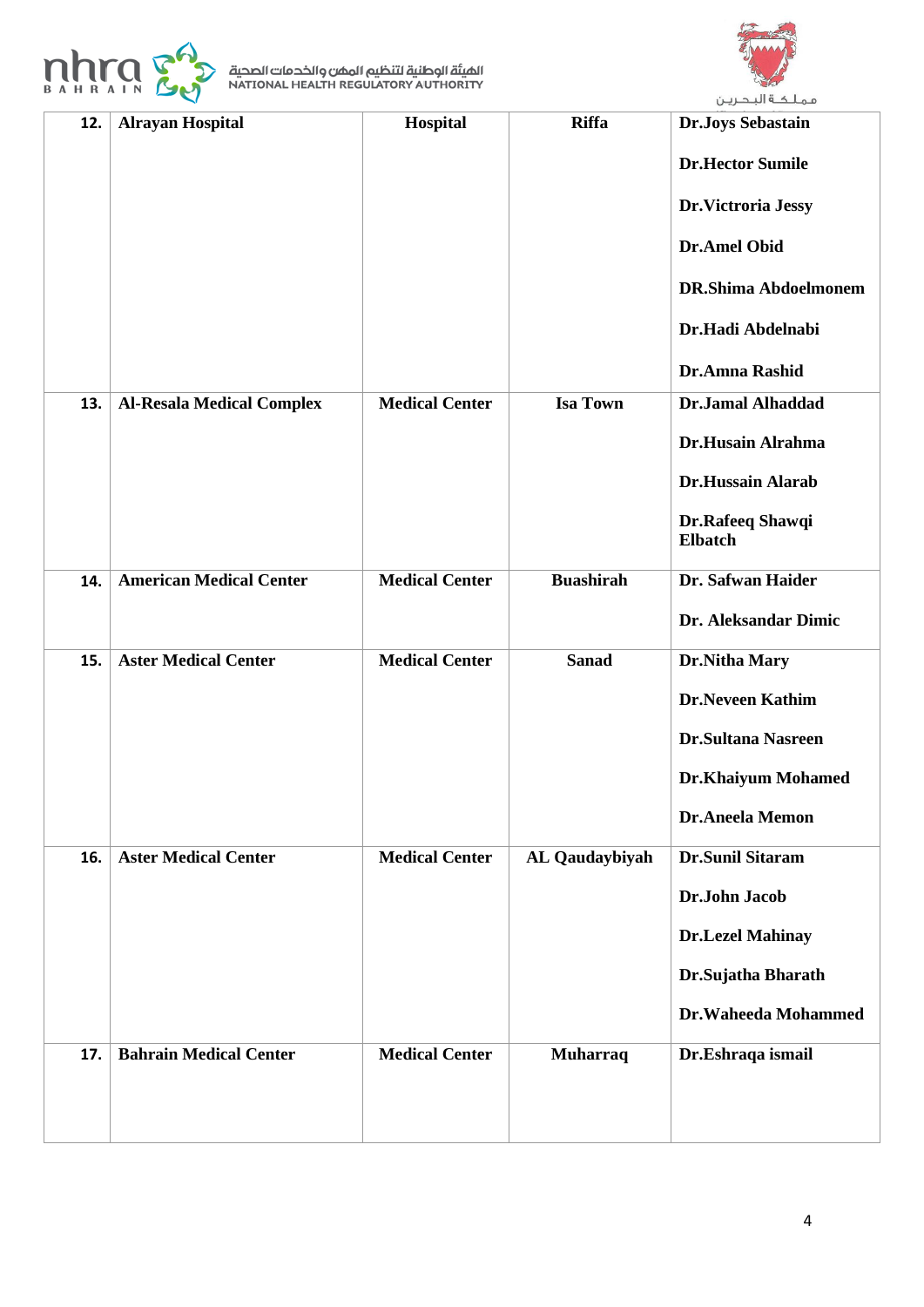| 12. | **Alrayan Hospital** | **Hospital** | **Riffa** | **Dr.Joys Sebastain**<br><br>**Dr.Hector Sumile**<br><br>**Dr.Victrotia Jessy**<br><br>**Dr.Amel Obid**<br><br>**DR.Shima Abdoelmonem**<br><br>**Dr.Hadi Abdelnabi**<br><br>**Dr.Amna Rashid** |
|---|---|---|---|---|
| 13. | **Al-Resala Medical Complex** | **Medical Center** | **Isa Town** | **Dr.Jamal Alhaddad**<br><br>**Dr.Husain Alrahma**<br><br>**Dr.Hussain Alarab**<br><br>**Dr.Rafeeq Shawqi Elbatch** |
| 14. | **American Medical Center** | **Medical Center** | **Buashirah** | **Dr. Safwan Haider**<br><br>**Dr. Aleksandar Dimic** |
| 15. | **Aster Medical Center** | **Medical Center** | **Sanad** | **Dr.Nitha Mary**<br><br>**Dr.Neveen Kathim**<br><br>**Dr.Sultana Nasreen**<br><br>**Dr.Khaiyum Mohamed**<br><br>**Dr.Aneela Memon** |
| 16. | **Aster Medical Center** | **Medical Center** | **AL Qaudaybiyah** | **Dr.Sunil Sitaram**<br><br>**Dr.John Jacob**<br><br>**Dr.Lezel Mahinay**<br><br>**Dr.Sujatha Bharath**<br><br>**Dr.Waheeda Mohammed** |
| 17. | **Bahrain Medical Center** | **Medical Center** | **Muharraq** | **Dr.Eshraqa ismail** |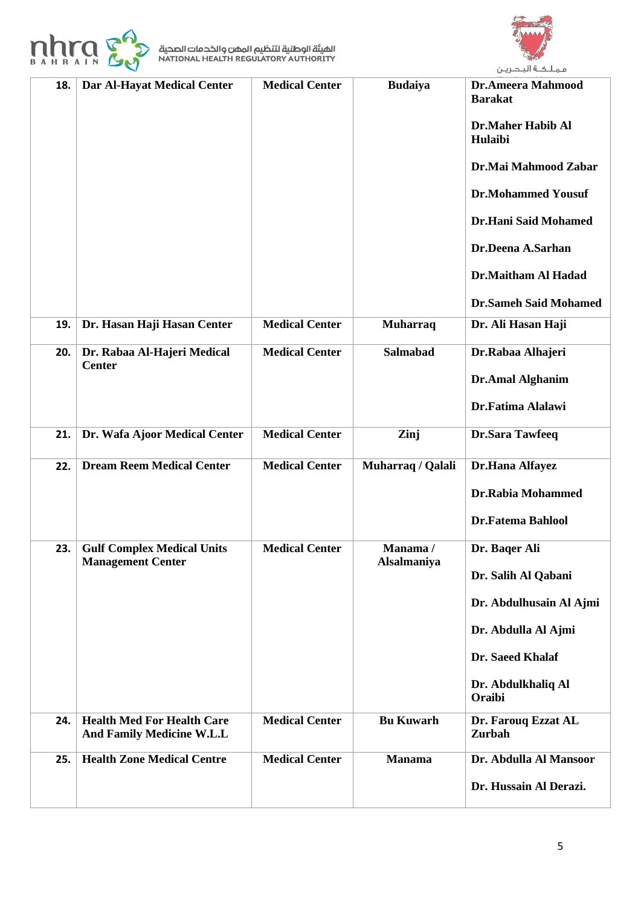| 18. | Dar Al-Hayat Medical Center | Medical Center | Budaiya | Dr.Ameera Mahmood Barakat<br><br>Dr.Maher Habib Al Hulaibi<br><br>Dr.Mai Mahmood Zabar<br><br>Dr.Mohammed Yousuf<br><br>Dr.Hani Said Mohamed<br><br>Dr.Deena A.Sarhan<br><br>Dr.Maitham Al Hadad<br><br>Dr.Sameh Said Mohamed |
|---|---|---|---|---|
| 19. | Dr. Hasan Haji Hasan Center | Medical Center | Muharraq | Dr. Ali Hasan Haji |
| 20. | Dr. Rabaa Al-Hajeri Medical Center | Medical Center | Salmabad | Dr.Rabaa Alhajeri<br><br>Dr.Amal Alghanim<br><br>Dr.Fatima Alalawi |
| 21. | Dr. Wafa Ajoor Medical Center | Medical Center | Zinj | Dr.Sara Tawfeeq |
| 22. | Dream Reem Medical Center | Medical Center | Muharraq / Qalali | Dr.Hana Alfayez<br><br>Dr.Rabia Mohammed<br><br>Dr.Fatema Bahlool |
| 23. | Gulf Complex Medical Units Management Center | Medical Center | Manama / Alsalmaniya | Dr. Baqer Ali<br><br>Dr. Salih Al Qabani<br><br>Dr. Abdulhusain Al Ajmi<br><br>Dr. Abdulla Al Ajmi<br><br>Dr. Saeed Khalaf<br><br>Dr. Abdulkhaliq Al Oraibi |
| 24. | Health Med For Health Care And Family Medicine W.L.L | Medical Center | Bu Kuwarh | Dr. Farouq Ezzat AL Zurbah |
| 25. | Health Zone Medical Centre | Medical Center | Manama | Dr. Abdulla Al Mansoor<br><br>Dr. Hussain Al Derazi. |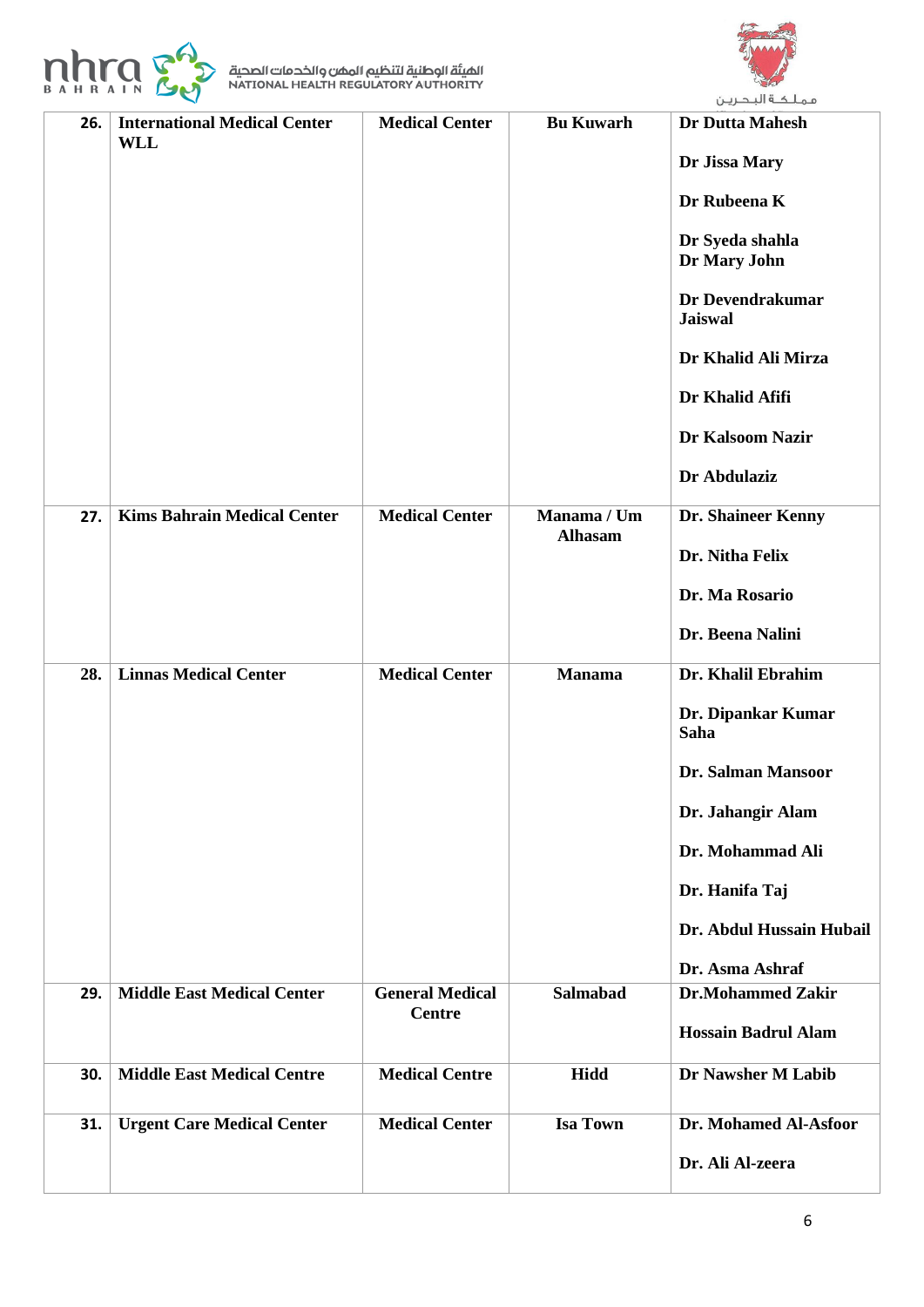| 26. | International Medical Center WLL | Medical Center | Bu Kuwarh | Dr Dutta Mahesh<br><br>Dr Jissa Mary<br><br>Dr Rubeena K<br><br>Dr Syeda shahla<br>Dr Mary John<br><br>Dr Devendrakumar Jaiswal<br><br>Dr Khalid Ali Mirza<br><br>Dr Khalid Afifi<br><br>Dr Kalsoom Nazir<br><br>Dr Abdulaziz |
|---|---|---|---|---|
| 27. | Kims Bahrain Medical Center | Medical Center | Manama / Um Alhasam | Dr. Shaineer Kenny<br><br>Dr. Nitha Felix<br><br>Dr. Ma Rosario<br><br>Dr. Beena Nalini |
| 28. | Linnas Medical Center | Medical Center | Manama | Dr. Khalil Ebrahim<br><br>Dr. Dipankar Kumar Saha<br><br>Dr. Salman Mansoor<br><br>Dr. Jahangir Alam<br><br>Dr. Mohammad Ali<br><br>Dr. Hanifa Taj<br><br>Dr. Abdul Hussain Hubail<br><br>Dr. Asma Ashraf |
| 29. | Middle East Medical Center | General Medical Centre | Salmabad | Dr.Mohammed Zakir<br><br>Hossain Badrul Alam |
| 30. | Middle East Medical Centre | Medical Centre | Hidd | Dr Nawsher M Labib |
| 31. | Urgent Care Medical Center | Medical Center | Isa Town | Dr. Mohamed Al-Asfoor<br><br>Dr. Ali Al-zeera |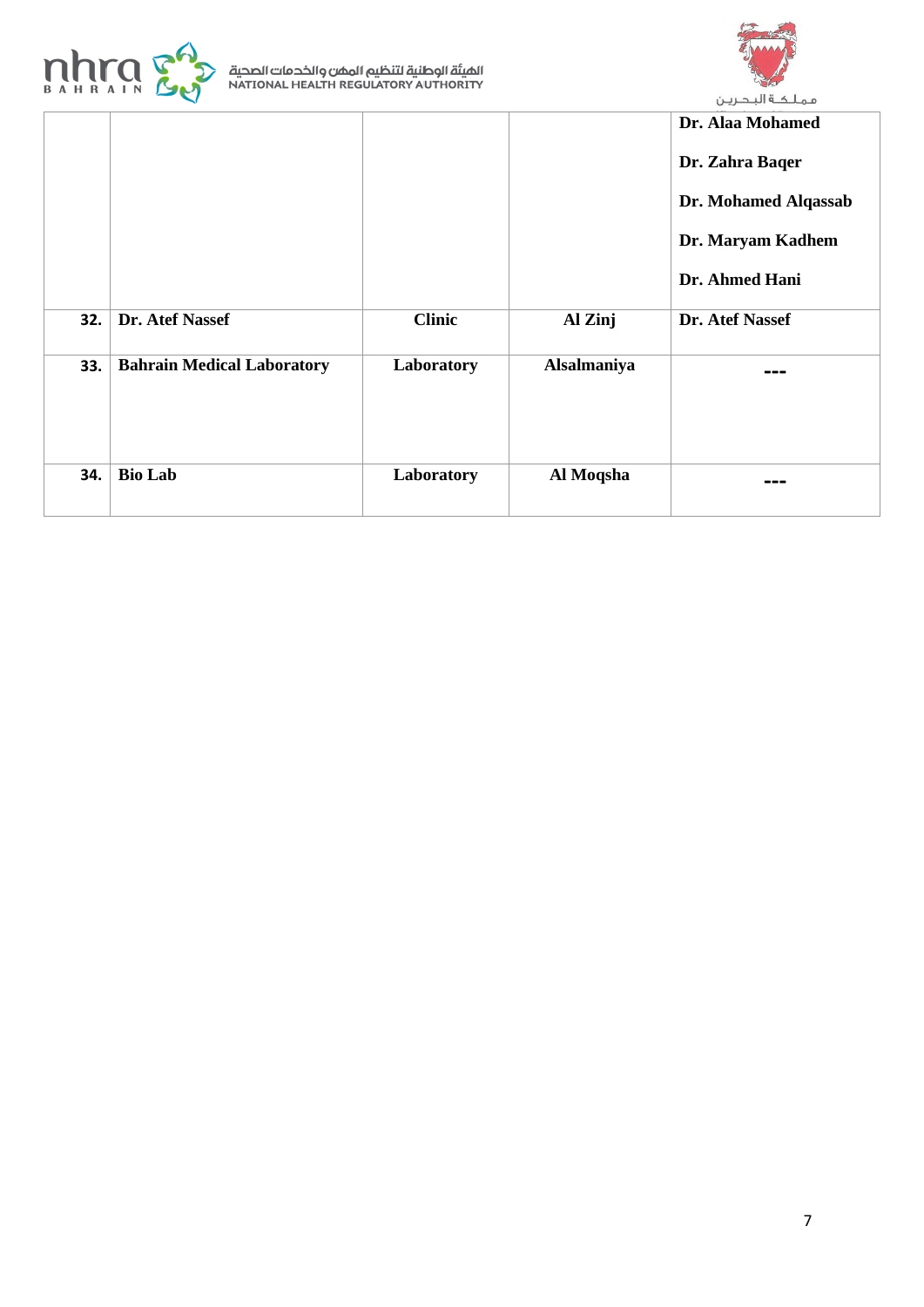| | | | | |
|---|---|---|---|---|
| | | | | **Dr. Alaa Mohamed**<br><br>**Dr. Zahra Baqer**<br><br>**Dr. Mohamed Alqassab**<br><br>**Dr. Maryam Kadhem**<br><br>**Dr. Ahmed Hani** |
| **32.** | **Dr. Atef Nassef** | **Clinic** | **Al Zinj** | **Dr. Atef Nassef** |
| **33.** | **Bahrain Medical Laboratory** | **Laboratory** | **Alsalmaniya** | **---** |
| **34.** | **Bio Lab** | **Laboratory** | **Al Moqsha** | **---** |